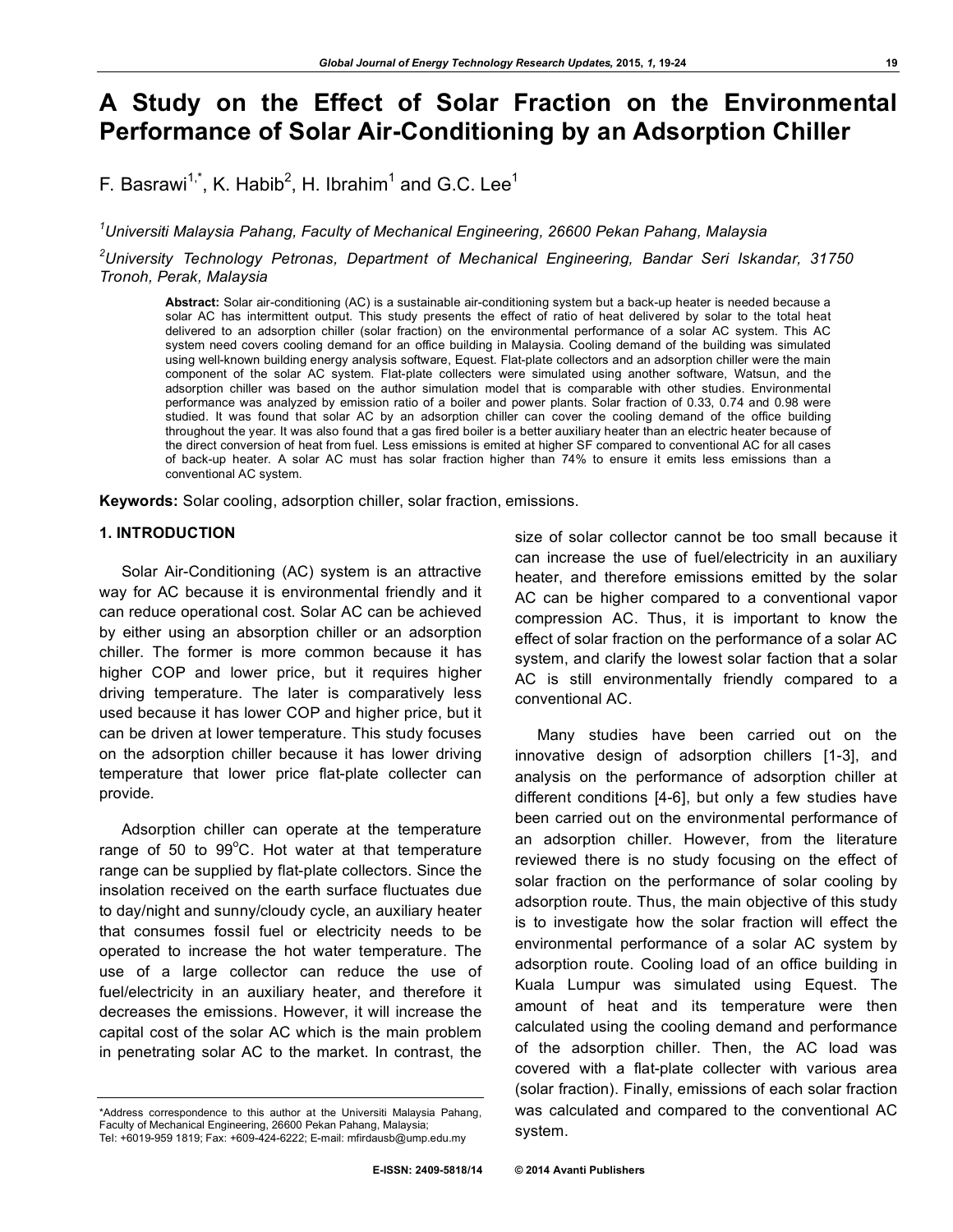# A Study on the Effect of Solar Fraction on the Environmental Performance of Solar Air-Conditioning by an Adsorption Chiller

F. Basrawi[1,*], K. Habib[2], H. Ibrahim[1] and G.C. Lee[1]

*[1]Universiti Malaysia Pahang, Faculty of Mechanical Engineering, 26600 Pekan Pahang, Malaysia*

*[2]University Technology Petronas, Department of Mechanical Engineering, Bandar Seri Iskandar, 31750 Tronoh, Perak, Malaysia*

**Abstract:** Solar air-conditioning (AC) is a sustainable air-conditioning system but a back-up heater is needed because a solar AC has intermittent output. This study presents the effect of ratio of heat delivered by solar to the total heat delivered to an adsorption chiller (solar fraction) on the environmental performance of a solar AC system. This AC system need covers cooling demand for an office building in Malaysia. Cooling demand of the building was simulated using well-known building energy analysis software, Equest. Flat-plate collectors and an adsorption chiller were the main component of the solar AC system. Flat-plate collecters were simulated using another software, Watsun, and the adsorption chiller was based on the author simulation model that is comparable with other studies. Environmental performance was analyzed by emission ratio of a boiler and power plants. Solar fraction of 0.33, 0.74 and 0.98 were studied. It was found that solar AC by an adsorption chiller can cover the cooling demand of the office building throughout the year. It was also found that a gas fired boiler is a better auxiliary heater than an electric heater because of the direct conversion of heat from fuel. Less emissions is emited at higher SF compared to conventional AC for all cases of back-up heater. A solar AC must has solar fraction higher than 74% to ensure it emits less emissions than a conventional AC system.

**Keywords:** Solar cooling, adsorption chiller, solar fraction, emissions.

## 1. INTRODUCTION

Solar Air-Conditioning (AC) system is an attractive way for AC because it is environmental friendly and it can reduce operational cost. Solar AC can be achieved by either using an absorption chiller or an adsorption chiller. The former is more common because it has higher COP and lower price, but it requires higher driving temperature. The later is comparatively less used because it has lower COP and higher price, but it can be driven at lower temperature. This study focuses on the adsorption chiller because it has lower driving temperature that lower price flat-plate collecter can provide.

Adsorption chiller can operate at the temperature range of 50 to 99$^{o}$C. Hot water at that temperature range can be supplied by flat-plate collectors. Since the insolation received on the earth surface fluctuates due to day/night and sunny/cloudy cycle, an auxiliary heater that consumes fossil fuel or electricity needs to be operated to increase the hot water temperature. The use of a large collector can reduce the use of fuel/electricity in an auxiliary heater, and therefore it decreases the emissions. However, it will increase the capital cost of the solar AC which is the main problem in penetrating solar AC to the market. In contrast, the size of solar collector cannot be too small because it can increase the use of fuel/electricity in an auxiliary heater, and therefore emissions emitted by the solar AC can be higher compared to a conventional vapor compression AC. Thus, it is important to know the effect of solar fraction on the performance of a solar AC system, and clarify the lowest solar faction that a solar AC is still environmentally friendly compared to a conventional AC.

Many studies have been carried out on the innovative design of adsorption chillers [1-3], and analysis on the performance of adsorption chiller at different conditions [4-6], but only a few studies have been carried out on the environmental performance of an adsorption chiller. However, from the literature reviewed there is no study focusing on the effect of solar fraction on the performance of solar cooling by adsorption route. Thus, the main objective of this study is to investigate how the solar fraction will effect the environmental performance of a solar AC system by adsorption route. Cooling load of an office building in Kuala Lumpur was simulated using Equest. The amount of heat and its temperature were then calculated using the cooling demand and performance of the adsorption chiller. Then, the AC load was covered with a flat-plate collecter with various area (solar fraction). Finally, emissions of each solar fraction was calculated and compared to the conventional AC system.

*Address correspondence to this author at the Universiti Malaysia Pahang, Faculty of Mechanical Engineering, 26600 Pekan Pahang, Malaysia; Tel: +6019-959 1819; Fax: +609-424-6222; E-mail: mfirdausb@ump.edu.my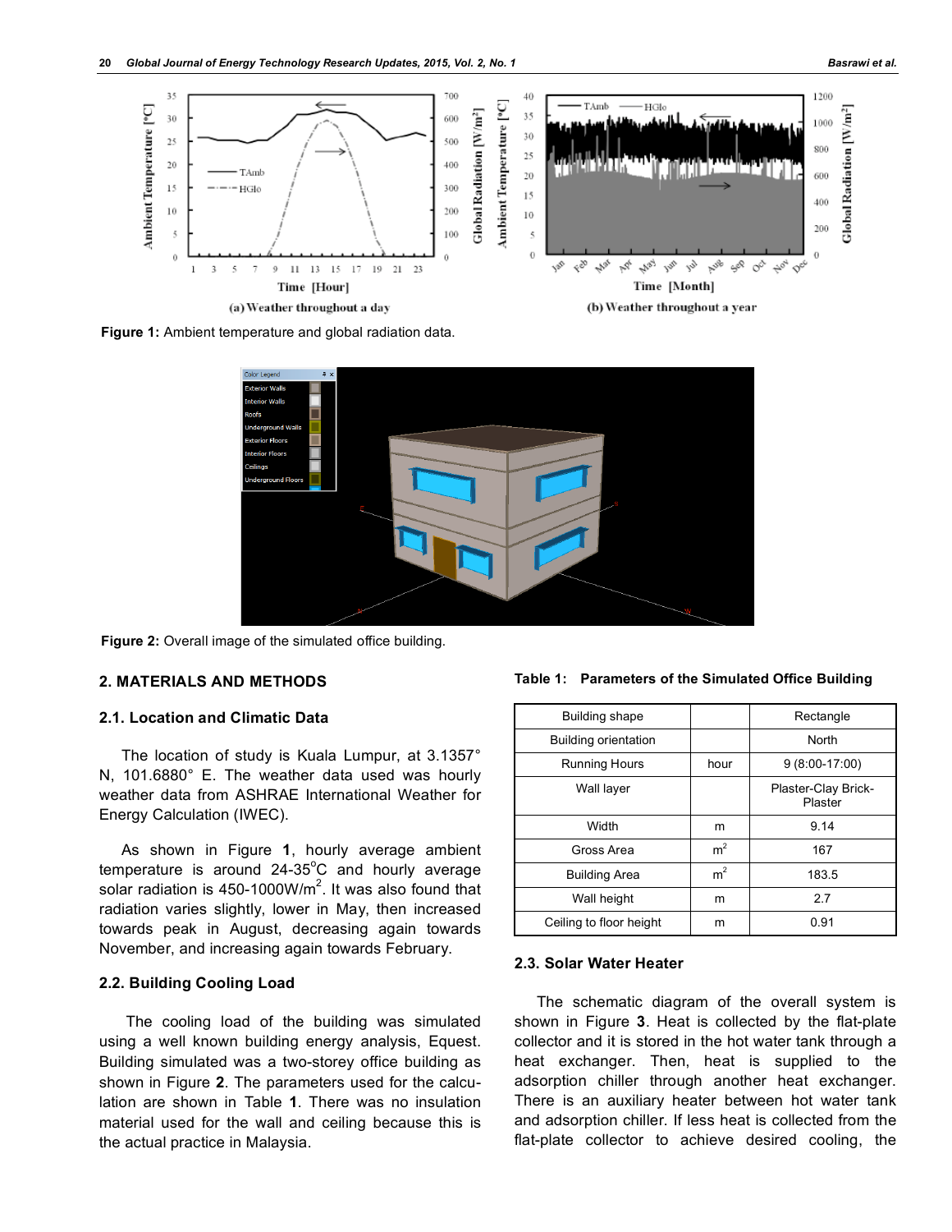Figure 1: Ambient temperature and global radiation data.

Figure 2: Overall image of the simulated office building.

## 2. MATERIALS AND METHODS

### 2.1. Location and Climatic Data

The location of study is Kuala Lumpur, at 3.1357° N, 101.6880° E. The weather data used was hourly weather data from ASHRAE International Weather for Energy Calculation (IWEC).

As shown in Figure **1**, hourly average ambient temperature is around 24-35°C and hourly average solar radiation is 450-1000W/m$^2$. It was also found that radiation varies slightly, lower in May, then increased towards peak in August, decreasing again towards November, and increasing again towards February.

### 2.2. Building Cooling Load

The cooling load of the building was simulated using a well known building energy analysis, Equest. Building simulated was a two-storey office building as shown in Figure **2**. The parameters used for the calculation are shown in Table **1**. There was no insulation material used for the wall and ceiling because this is the actual practice in Malaysia.

**Table 1: Parameters of the Simulated Office Building**

| | | |
|---|---|---|
| Building shape | | Rectangle |
| Building orientation | | North |
| Running Hours | hour | 9 (8:00-17:00) |
| Wall layer | | Plaster-Clay Brick-Plaster |
| Width | m | 9.14 |
| Gross Area | m$^2$ | 167 |
| Building Area | m$^2$ | 183.5 |
| Wall height | m | 2.7 |
| Ceiling to floor height | m | 0.91 |

### 2.3. Solar Water Heater

The schematic diagram of the overall system is shown in Figure **3**. Heat is collected by the flat-plate collector and it is stored in the hot water tank through a heat exchanger. Then, heat is supplied to the adsorption chiller through another heat exchanger. There is an auxiliary heater between hot water tank and adsorption chiller. If less heat is collected from the flat-plate collector to achieve desired cooling, the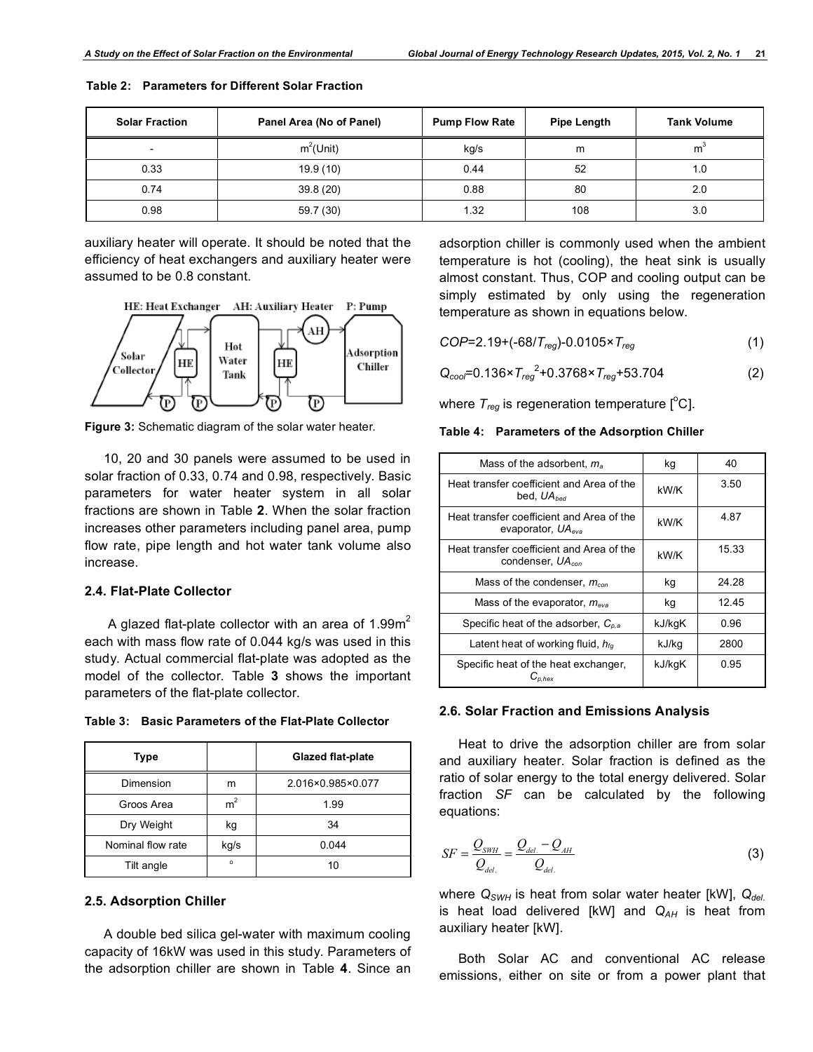**Table 2: Parameters for Different Solar Fraction**

| Solar Fraction | Panel Area (No of Panel) | Pump Flow Rate | Pipe Length | Tank Volume |
|---|---|---|---|---|
| - | $m^2$(Unit) | kg/s | m | $m^3$ |
| 0.33 | 19.9 (10) | 0.44 | 52 | 1.0 |
| 0.74 | 39.8 (20) | 0.88 | 80 | 2.0 |
| 0.98 | 59.7 (30) | 1.32 | 108 | 3.0 |

auxiliary heater will operate. It should be noted that the efficiency of heat exchangers and auxiliary heater were assumed to be 0.8 constant.

**Figure 3:** Schematic diagram of the solar water heater.

10, 20 and 30 panels were assumed to be used in solar fraction of 0.33, 0.74 and 0.98, respectively. Basic parameters for water heater system in all solar fractions are shown in Table **2**. When the solar fraction increases other parameters including panel area, pump flow rate, pipe length and hot water tank volume also increase.

### 2.4. Flat-Plate Collector

A glazed flat-plate collector with an area of 1.99$m^2$ each with mass flow rate of 0.044 kg/s was used in this study. Actual commercial flat-plate was adopted as the model of the collector. Table **3** shows the important parameters of the flat-plate collector.

**Table 3: Basic Parameters of the Flat-Plate Collector**

| Type | | Glazed flat-plate |
|---|---|---|
| Dimension | m | 2.016×0.985×0.077 |
| Groos Area | $m^2$ | 1.99 |
| Dry Weight | kg | 34 |
| Nominal flow rate | kg/s | 0.044 |
| Tilt angle | ° | 10 |

### 2.5. Adsorption Chiller

A double bed silica gel-water with maximum cooling capacity of 16kW was used in this study. Parameters of the adsorption chiller are shown in Table **4**. Since an adsorption chiller is commonly used when the ambient temperature is hot (cooling), the heat sink is usually almost constant. Thus, COP and cooling output can be simply estimated by only using the regeneration temperature as shown in equations below.

$$COP=2.19+(-68/T_{reg})-0.0105\times T_{reg} \tag{1}$$

$$Q_{cool}=0.136\times T_{reg}^{2}+0.3768\times T_{reg}+53.704 \tag{2}$$

where $T_{reg}$ is regeneration temperature [°C].

**Table 4: Parameters of the Adsorption Chiller**

| Parameter | Unit | Value |
|---|---|---|
| Mass of the adsorbent, $m_a$ | kg | 40 |
| Heat transfer coefficient and Area of the bed, $UA_{bed}$ | kW/K | 3.50 |
| Heat transfer coefficient and Area of the evaporator, $UA_{eva}$ | kW/K | 4.87 |
| Heat transfer coefficient and Area of the condenser, $UA_{con}$ | kW/K | 15.33 |
| Mass of the condenser, $m_{con}$ | kg | 24.28 |
| Mass of the evaporator, $m_{eva}$ | kg | 12.45 |
| Specific heat of the adsorber, $C_{p,a}$ | kJ/kgK | 0.96 |
| Latent heat of working fluid, $h_{fg}$ | kJ/kg | 2800 |
| Specific heat of the heat exchanger, $C_{p,hex}$ | kJ/kgK | 0.95 |

### 2.6. Solar Fraction and Emissions Analysis

Heat to drive the adsorption chiller are from solar and auxiliary heater. Solar fraction is defined as the ratio of solar energy to the total energy delivered. Solar fraction *SF* can be calculated by the following equations:

$$SF=\frac{Q_{SWH}}{Q_{del.}}=\frac{Q_{del.}-Q_{AH}}{Q_{del.}} \tag{3}$$

where $Q_{SWH}$ is heat from solar water heater [kW], $Q_{del.}$ is heat load delivered [kW] and $Q_{AH}$ is heat from auxiliary heater [kW].

Both Solar AC and conventional AC release emissions, either on site or from a power plant that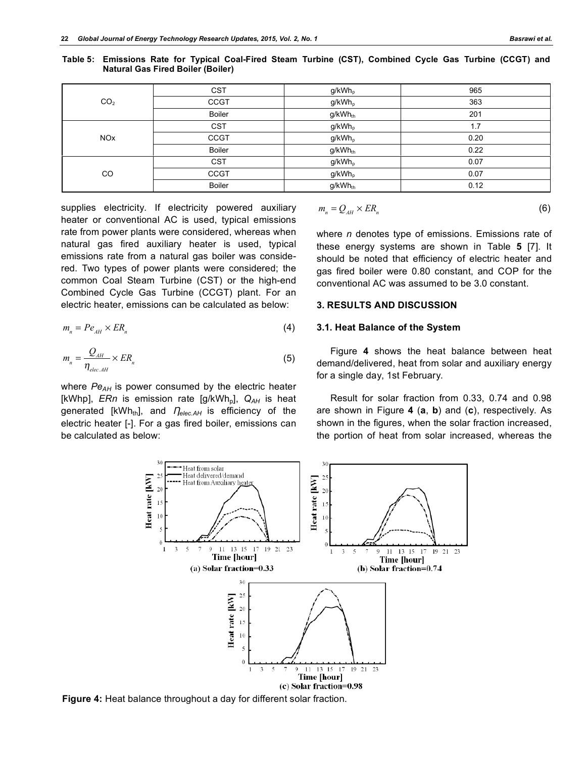**Table 5: Emissions Rate for Typical Coal-Fired Steam Turbine (CST), Combined Cycle Gas Turbine (CCGT) and Natural Gas Fired Boiler (Boiler)**

| | | | |
|---|---|---|---|
| $CO_2$ | CST | $g/kWh_p$ | 965 |
| | CCGT | $g/kWh_p$ | 363 |
| | Boiler | $g/kWh_{th}$ | 201 |
| NOx | CST | $g/kWh_p$ | 1.7 |
| | CCGT | $g/kWh_p$ | 0.20 |
| | Boiler | $g/kWh_{th}$ | 0.22 |
| CO | CST | $g/kWh_p$ | 0.07 |
| | CCGT | $g/kWh_p$ | 0.07 |
| | Boiler | $g/kWh_{th}$ | 0.12 |

supplies electricity. If electricity powered auxiliary heater or conventional AC is used, typical emissions rate from power plants were considered, whereas when natural gas fired auxiliary heater is used, typical emissions rate from a natural gas boiler was considered. Two types of power plants were considered; the common Coal Steam Turbine (CST) or the high-end Combined Cycle Gas Turbine (CCGT) plant. For an electric heater, emissions can be calculated as below:

$$m_n = Pe_{AH} \times ER_n \tag{4}$$

$$m_n = \frac{Q_{AH}}{\eta_{elec.AH}} \times ER_n \tag{5}$$

where $Pe_{AH}$ is power consumed by the electric heater [kWhp], $ERn$ is emission rate [$g/kWh_p$], $Q_{AH}$ is heat generated [$kWh_{th}$], and $\eta_{elec.AH}$ is efficiency of the electric heater [-]. For a gas fired boiler, emissions can be calculated as below:

$$m_n = Q_{AH} \times ER_n \tag{6}$$

where *n* denotes type of emissions. Emissions rate of these energy systems are shown in Table **5** [7]. It should be noted that efficiency of electric heater and gas fired boiler were 0.80 constant, and COP for the conventional AC was assumed to be 3.0 constant.

## 3. RESULTS AND DISCUSSION

### 3.1. Heat Balance of the System

Figure **4** shows the heat balance between heat demand/delivered, heat from solar and auxiliary energy for a single day, 1st February.

Result for solar fraction from 0.33, 0.74 and 0.98 are shown in Figure **4** (**a**, **b**) and (**c**), respectively. As shown in the figures, when the solar fraction increased, the portion of heat from solar increased, whereas the

**Figure 4:** Heat balance throughout a day for different solar fraction.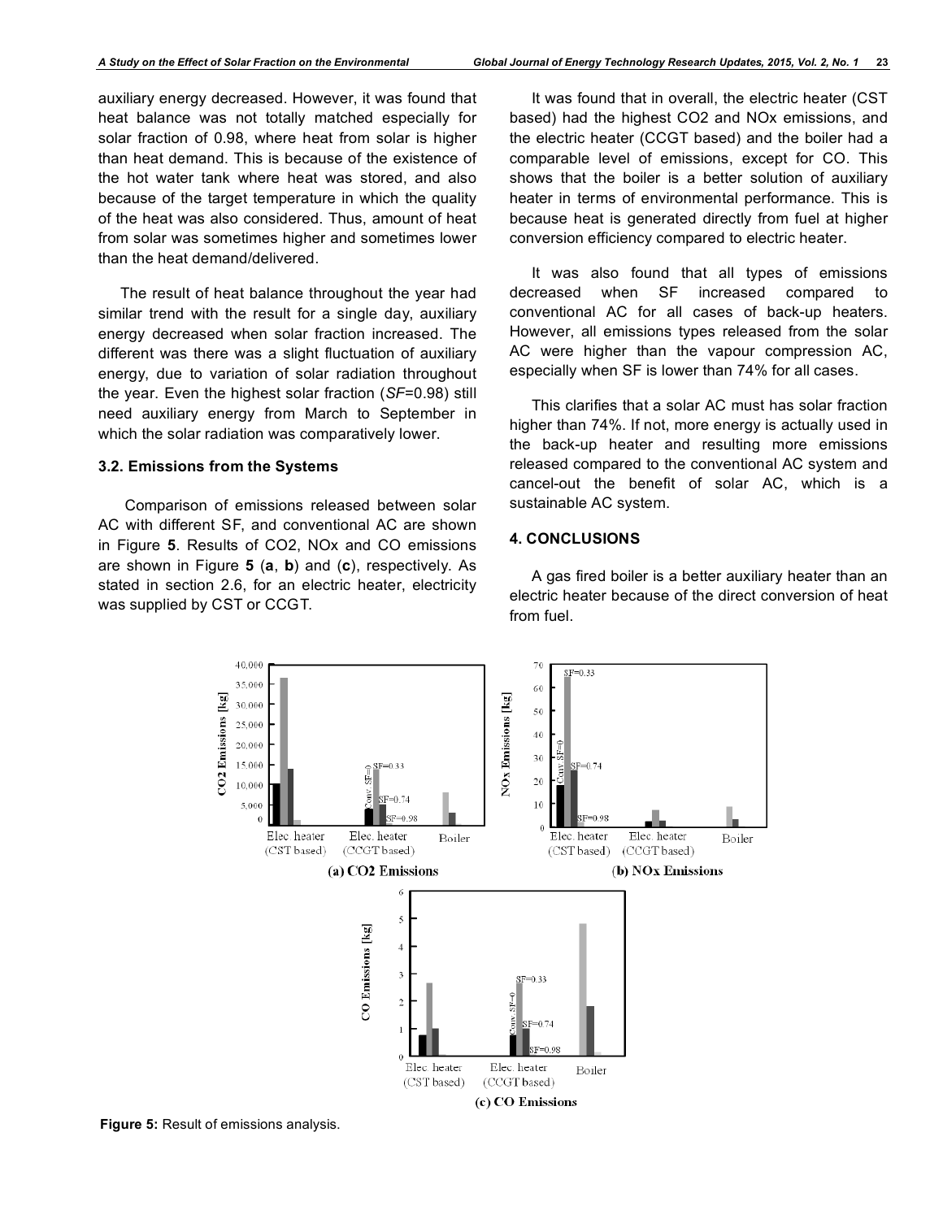auxiliary energy decreased. However, it was found that heat balance was not totally matched especially for solar fraction of 0.98, where heat from solar is higher than heat demand. This is because of the existence of the hot water tank where heat was stored, and also because of the target temperature in which the quality of the heat was also considered. Thus, amount of heat from solar was sometimes higher and sometimes lower than the heat demand/delivered.

The result of heat balance throughout the year had similar trend with the result for a single day, auxiliary energy decreased when solar fraction increased. The different was there was a slight fluctuation of auxiliary energy, due to variation of solar radiation throughout the year. Even the highest solar fraction (*SF*=0.98) still need auxiliary energy from March to September in which the solar radiation was comparatively lower.

### 3.2. Emissions from the Systems

Comparison of emissions released between solar AC with different SF, and conventional AC are shown in Figure **5**. Results of CO2, NOx and CO emissions are shown in Figure **5** (**a**, **b**) and (**c**), respectively. As stated in section 2.6, for an electric heater, electricity was supplied by CST or CCGT.

It was found that in overall, the electric heater (CST based) had the highest CO2 and NOx emissions, and the electric heater (CCGT based) and the boiler had a comparable level of emissions, except for CO. This shows that the boiler is a better solution of auxiliary heater in terms of environmental performance. This is because heat is generated directly from fuel at higher conversion efficiency compared to electric heater.

It was also found that all types of emissions decreased when SF increased compared to conventional AC for all cases of back-up heaters. However, all emissions types released from the solar AC were higher than the vapour compression AC, especially when SF is lower than 74% for all cases.

This clarifies that a solar AC must has solar fraction higher than 74%. If not, more energy is actually used in the back-up heater and resulting more emissions released compared to the conventional AC system and cancel-out the benefit of solar AC, which is a sustainable AC system.

## 4. CONCLUSIONS

A gas fired boiler is a better auxiliary heater than an electric heater because of the direct conversion of heat from fuel.

**Figure 5:** Result of emissions analysis.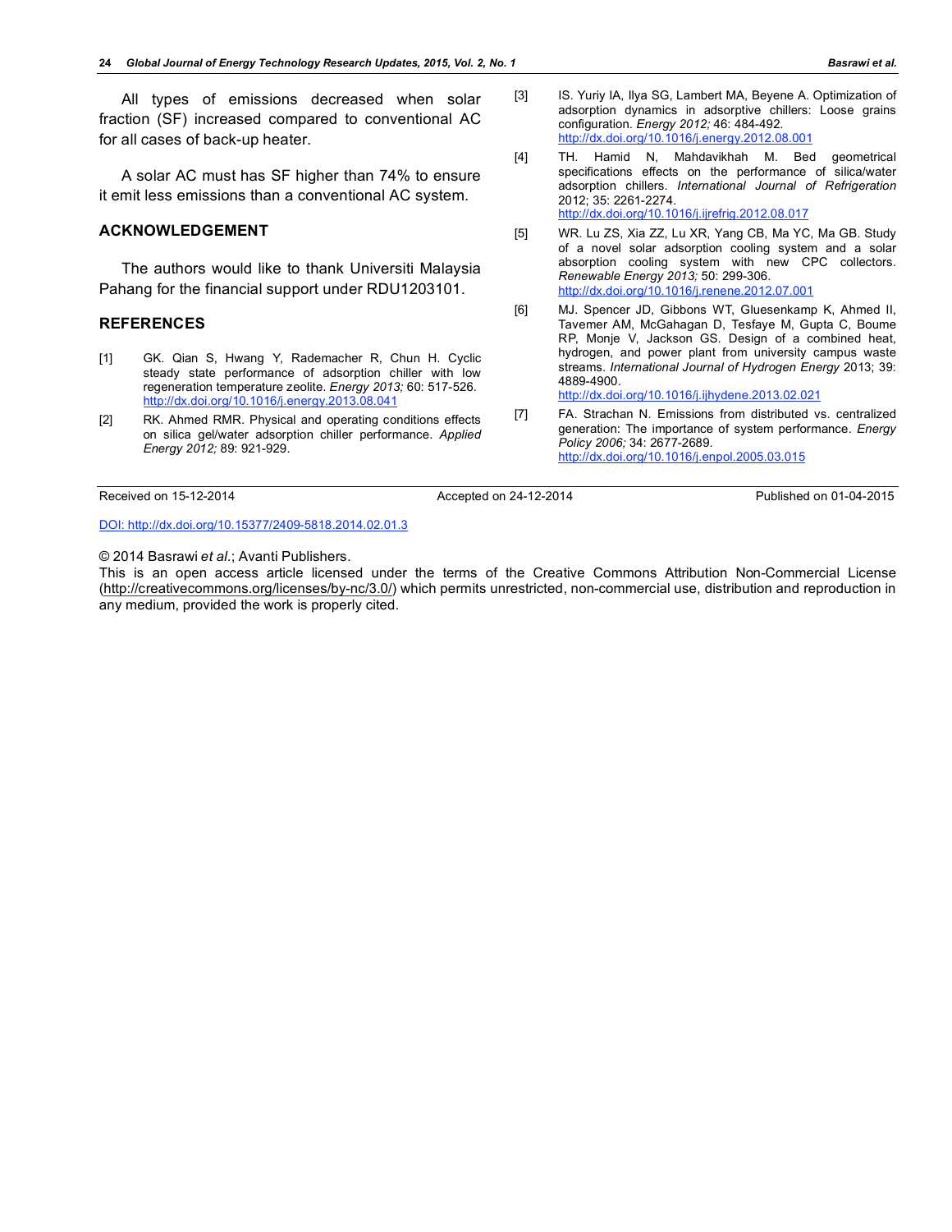All types of emissions decreased when solar fraction (SF) increased compared to conventional AC for all cases of back-up heater.

A solar AC must has SF higher than 74% to ensure it emit less emissions than a conventional AC system.

## ACKNOWLEDGEMENT

The authors would like to thank Universiti Malaysia Pahang for the financial support under RDU1203101.

## REFERENCES

[1] GK. Qian S, Hwang Y, Rademacher R, Chun H. Cyclic steady state performance of adsorption chiller with low regeneration temperature zeolite. *Energy 2013;* 60: 517-526. http://dx.doi.org/10.1016/j.energy.2013.08.041

[2] RK. Ahmed RMR. Physical and operating conditions effects on silica gel/water adsorption chiller performance. *Applied Energy 2012;* 89: 921-929.

[3] IS. Yuriy IA, Ilya SG, Lambert MA, Beyene A. Optimization of adsorption dynamics in adsorptive chillers: Loose grains configuration. *Energy 2012;* 46: 484-492. http://dx.doi.org/10.1016/j.energy.2012.08.001

[4] TH. Hamid N, Mahdavikhah M. Bed geometrical specifications effects on the performance of silica/water adsorption chillers. *International Journal of Refrigeration* 2012; 35: 2261-2274. http://dx.doi.org/10.1016/j.ijrefrig.2012.08.017

[5] WR. Lu ZS, Xia ZZ, Lu XR, Yang CB, Ma YC, Ma GB. Study of a novel solar adsorption cooling system and a solar absorption cooling system with new CPC collectors. *Renewable Energy 2013;* 50: 299-306. http://dx.doi.org/10.1016/j.renene.2012.07.001

[6] MJ. Spencer JD, Gibbons WT, Gluesenkamp K, Ahmed II, Tavemer AM, McGahagan D, Tesfaye M, Gupta C, Boume RP, Monje V, Jackson GS. Design of a combined heat, hydrogen, and power plant from university campus waste streams. *International Journal of Hydrogen Energy* 2013; 39: 4889-4900. http://dx.doi.org/10.1016/j.ijhydene.2013.02.021

[7] FA. Strachan N. Emissions from distributed vs. centralized generation: The importance of system performance. *Energy Policy 2006;* 34: 2677-2689. http://dx.doi.org/10.1016/j.enpol.2005.03.015

Received on 15-12-2014 Accepted on 24-12-2014 Published on 01-04-2015

DOI: http://dx.doi.org/10.15377/2409-5818.2014.02.01.3

© 2014 Basrawi *et al.*; Avanti Publishers.

This is an open access article licensed under the terms of the Creative Commons Attribution Non-Commercial License (http://creativecommons.org/licenses/by-nc/3.0/) which permits unrestricted, non-commercial use, distribution and reproduction in any medium, provided the work is properly cited.